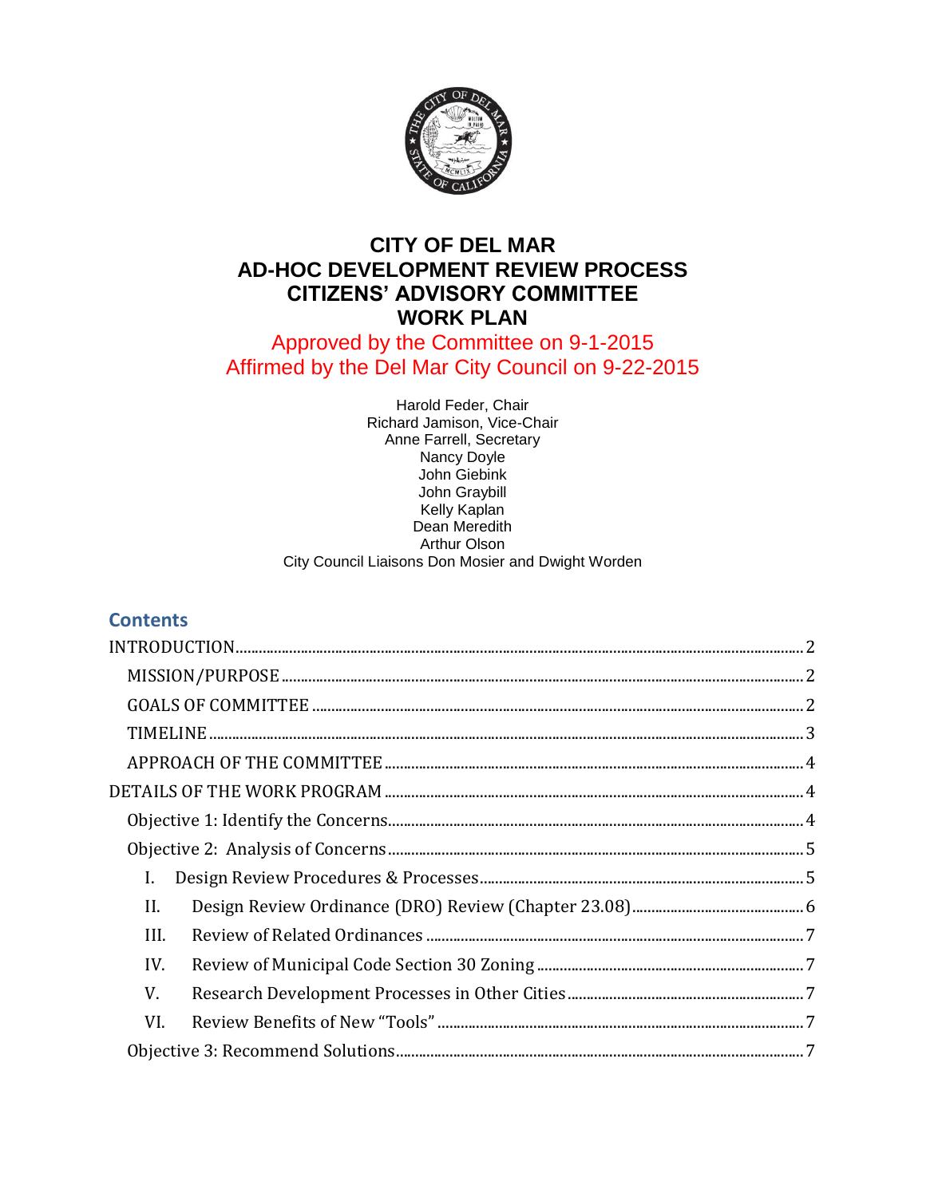# CITY OF DEL MAR
# AD-HOC DEVELOPMENT REVIEW PROCESS CITIZENS' ADVISORY COMMITTEE WORK PLAN

Approved by the Committee on 9-1-2015
Affirmed by the Del Mar City Council on 9-22-2015

Harold Feder, Chair
Richard Jamison, Vice-Chair
Anne Farrell, Secretary
Nancy Doyle
John Giebink
John Graybill
Kelly Kaplan
Dean Meredith
Arthur Olson
City Council Liaisons Don Mosier and Dwight Worden

## Contents

- INTRODUCTION ........ 2
  - MISSION/PURPOSE ........ 2
  - GOALS OF COMMITTEE ........ 2
  - TIMELINE ........ 3
  - APPROACH OF THE COMMITTEE ........ 4
- DETAILS OF THE WORK PROGRAM ........ 4
  - Objective 1: Identify the Concerns ........ 4
  - Objective 2: Analysis of Concerns ........ 5
    - I. Design Review Procedures & Processes ........ 5
    - II. Design Review Ordinance (DRO) Review (Chapter 23.08) ........ 6
    - III. Review of Related Ordinances ........ 7
    - IV. Review of Municipal Code Section 30 Zoning ........ 7
    - V. Research Development Processes in Other Cities ........ 7
    - VI. Review Benefits of New "Tools" ........ 7
  - Objective 3: Recommend Solutions ........ 7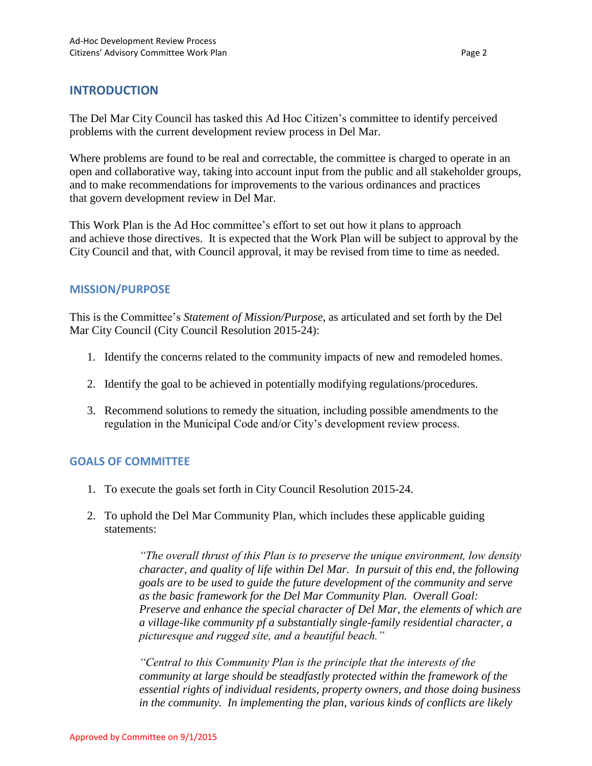## INTRODUCTION

The Del Mar City Council has tasked this Ad Hoc Citizen's committee to identify perceived problems with the current development review process in Del Mar.

Where problems are found to be real and correctable, the committee is charged to operate in an open and collaborative way, taking into account input from the public and all stakeholder groups, and to make recommendations for improvements to the various ordinances and practices that govern development review in Del Mar.

This Work Plan is the Ad Hoc committee's effort to set out how it plans to approach and achieve those directives. It is expected that the Work Plan will be subject to approval by the City Council and that, with Council approval, it may be revised from time to time as needed.

### MISSION/PURPOSE

This is the Committee's *Statement of Mission/Purpose*, as articulated and set forth by the Del Mar City Council (City Council Resolution 2015-24):

1. Identify the concerns related to the community impacts of new and remodeled homes.
2. Identify the goal to be achieved in potentially modifying regulations/procedures.
3. Recommend solutions to remedy the situation, including possible amendments to the regulation in the Municipal Code and/or City's development review process.

### GOALS OF COMMITTEE

1. To execute the goals set forth in City Council Resolution 2015-24.
2. To uphold the Del Mar Community Plan, which includes these applicable guiding statements:

   *"The overall thrust of this Plan is to preserve the unique environment, low density character, and quality of life within Del Mar. In pursuit of this end, the following goals are to be used to guide the future development of the community and serve as the basic framework for the Del Mar Community Plan. Overall Goal: Preserve and enhance the special character of Del Mar, the elements of which are a village-like community pf a substantially single-family residential character, a picturesque and rugged site, and a beautiful beach."*

   *"Central to this Community Plan is the principle that the interests of the community at large should be steadfastly protected within the framework of the essential rights of individual residents, property owners, and those doing business in the community. In implementing the plan, various kinds of conflicts are likely*

Approved by Committee on 9/1/2015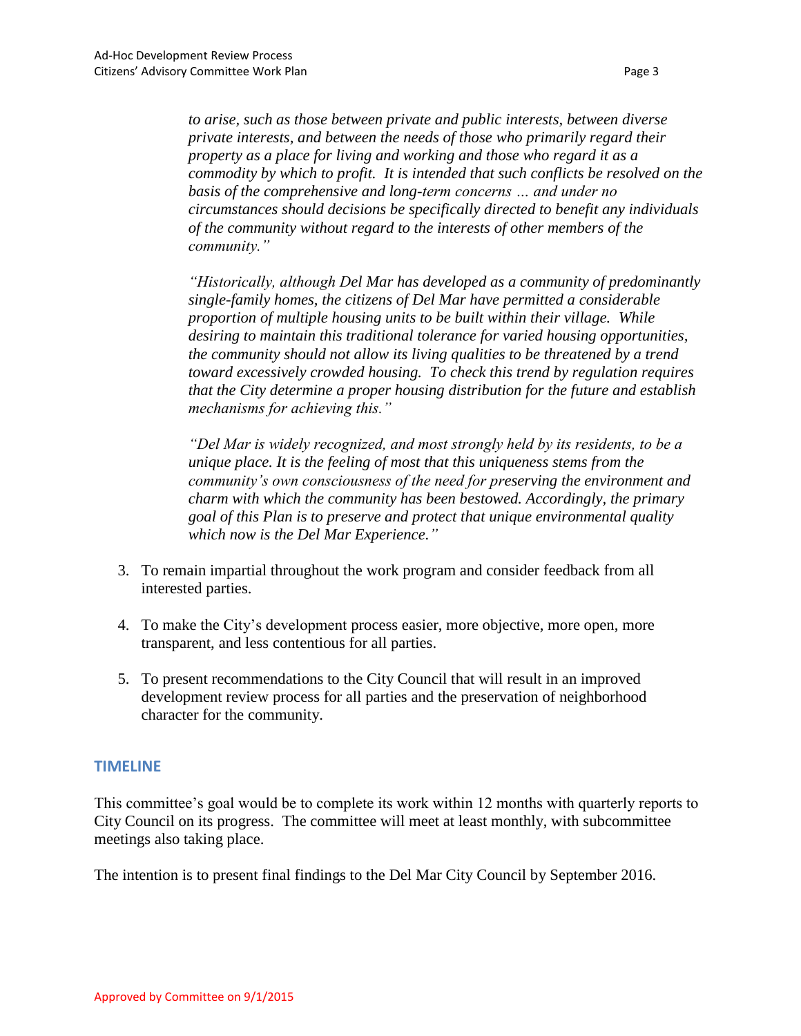*to arise, such as those between private and public interests, between diverse private interests, and between the needs of those who primarily regard their property as a place for living and working and those who regard it as a commodity by which to profit. It is intended that such conflicts be resolved on the basis of the comprehensive and long-term concerns … and under no circumstances should decisions be specifically directed to benefit any individuals of the community without regard to the interests of other members of the community."*

*"Historically, although Del Mar has developed as a community of predominantly single-family homes, the citizens of Del Mar have permitted a considerable proportion of multiple housing units to be built within their village. While desiring to maintain this traditional tolerance for varied housing opportunities, the community should not allow its living qualities to be threatened by a trend toward excessively crowded housing. To check this trend by regulation requires that the City determine a proper housing distribution for the future and establish mechanisms for achieving this."*

*"Del Mar is widely recognized, and most strongly held by its residents, to be a unique place. It is the feeling of most that this uniqueness stems from the community's own consciousness of the need for preserving the environment and charm with which the community has been bestowed. Accordingly, the primary goal of this Plan is to preserve and protect that unique environmental quality which now is the Del Mar Experience."*

3. To remain impartial throughout the work program and consider feedback from all interested parties.

4. To make the City's development process easier, more objective, more open, more transparent, and less contentious for all parties.

5. To present recommendations to the City Council that will result in an improved development review process for all parties and the preservation of neighborhood character for the community.

## TIMELINE

This committee's goal would be to complete its work within 12 months with quarterly reports to City Council on its progress. The committee will meet at least monthly, with subcommittee meetings also taking place.

The intention is to present final findings to the Del Mar City Council by September 2016.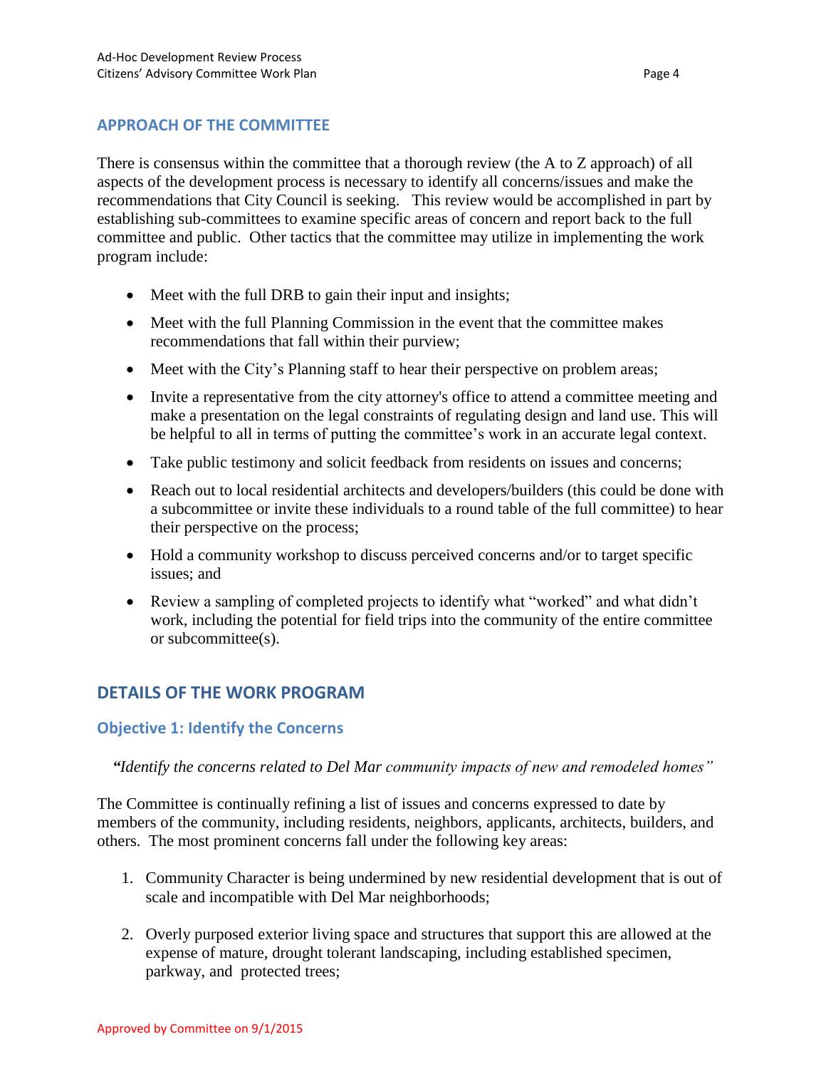## APPROACH OF THE COMMITTEE

There is consensus within the committee that a thorough review (the A to Z approach) of all aspects of the development process is necessary to identify all concerns/issues and make the recommendations that City Council is seeking. This review would be accomplished in part by establishing sub-committees to examine specific areas of concern and report back to the full committee and public. Other tactics that the committee may utilize in implementing the work program include:

- Meet with the full DRB to gain their input and insights;
- Meet with the full Planning Commission in the event that the committee makes recommendations that fall within their purview;
- Meet with the City's Planning staff to hear their perspective on problem areas;
- Invite a representative from the city attorney's office to attend a committee meeting and make a presentation on the legal constraints of regulating design and land use. This will be helpful to all in terms of putting the committee's work in an accurate legal context.
- Take public testimony and solicit feedback from residents on issues and concerns;
- Reach out to local residential architects and developers/builders (this could be done with a subcommittee or invite these individuals to a round table of the full committee) to hear their perspective on the process;
- Hold a community workshop to discuss perceived concerns and/or to target specific issues; and
- Review a sampling of completed projects to identify what "worked" and what didn't work, including the potential for field trips into the community of the entire committee or subcommittee(s).

## DETAILS OF THE WORK PROGRAM

### Objective 1: Identify the Concerns

*"Identify the concerns related to Del Mar community impacts of new and remodeled homes"*

The Committee is continually refining a list of issues and concerns expressed to date by members of the community, including residents, neighbors, applicants, architects, builders, and others. The most prominent concerns fall under the following key areas:

1. Community Character is being undermined by new residential development that is out of scale and incompatible with Del Mar neighborhoods;
2. Overly purposed exterior living space and structures that support this are allowed at the expense of mature, drought tolerant landscaping, including established specimen, parkway, and protected trees;

Approved by Committee on 9/1/2015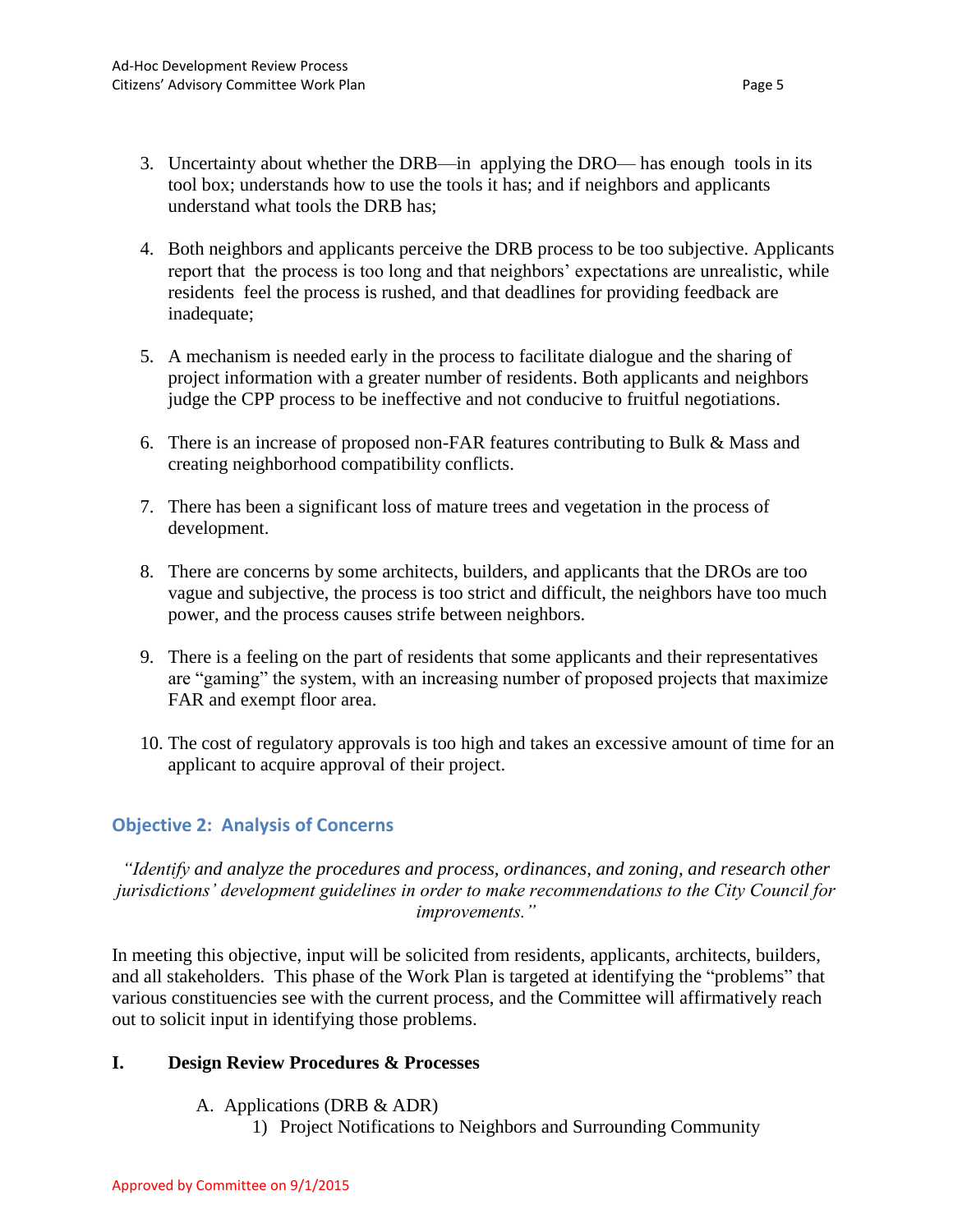3. Uncertainty about whether the DRB—in applying the DRO— has enough tools in its tool box; understands how to use the tools it has; and if neighbors and applicants understand what tools the DRB has;

4. Both neighbors and applicants perceive the DRB process to be too subjective. Applicants report that the process is too long and that neighbors' expectations are unrealistic, while residents feel the process is rushed, and that deadlines for providing feedback are inadequate;

5. A mechanism is needed early in the process to facilitate dialogue and the sharing of project information with a greater number of residents. Both applicants and neighbors judge the CPP process to be ineffective and not conducive to fruitful negotiations.

6. There is an increase of proposed non-FAR features contributing to Bulk & Mass and creating neighborhood compatibility conflicts.

7. There has been a significant loss of mature trees and vegetation in the process of development.

8. There are concerns by some architects, builders, and applicants that the DROs are too vague and subjective, the process is too strict and difficult, the neighbors have too much power, and the process causes strife between neighbors.

9. There is a feeling on the part of residents that some applicants and their representatives are "gaming" the system, with an increasing number of proposed projects that maximize FAR and exempt floor area.

10. The cost of regulatory approvals is too high and takes an excessive amount of time for an applicant to acquire approval of their project.

## Objective 2: Analysis of Concerns

*"Identify and analyze the procedures and process, ordinances, and zoning, and research other jurisdictions' development guidelines in order to make recommendations to the City Council for improvements."*

In meeting this objective, input will be solicited from residents, applicants, architects, builders, and all stakeholders. This phase of the Work Plan is targeted at identifying the "problems" that various constituencies see with the current process, and the Committee will affirmatively reach out to solicit input in identifying those problems.

### I. Design Review Procedures & Processes

A. Applications (DRB & ADR)

1) Project Notifications to Neighbors and Surrounding Community

Approved by Committee on 9/1/2015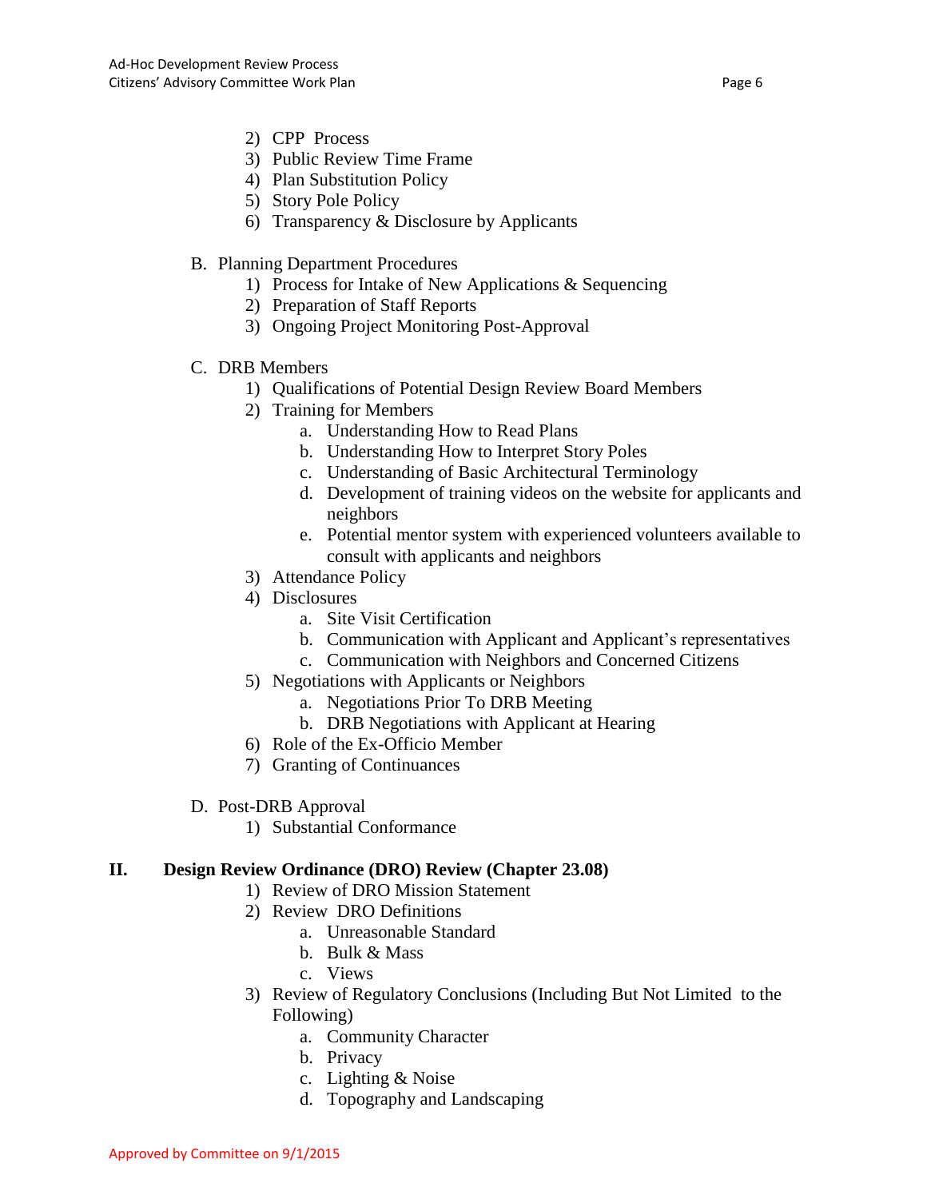2) CPP Process
3) Public Review Time Frame
4) Plan Substitution Policy
5) Story Pole Policy
6) Transparency & Disclosure by Applicants

B. Planning Department Procedures
   1) Process for Intake of New Applications & Sequencing
   2) Preparation of Staff Reports
   3) Ongoing Project Monitoring Post-Approval

C. DRB Members
   1) Qualifications of Potential Design Review Board Members
   2) Training for Members
      a. Understanding How to Read Plans
      b. Understanding How to Interpret Story Poles
      c. Understanding of Basic Architectural Terminology
      d. Development of training videos on the website for applicants and neighbors
      e. Potential mentor system with experienced volunteers available to consult with applicants and neighbors
   3) Attendance Policy
   4) Disclosures
      a. Site Visit Certification
      b. Communication with Applicant and Applicant's representatives
      c. Communication with Neighbors and Concerned Citizens
   5) Negotiations with Applicants or Neighbors
      a. Negotiations Prior To DRB Meeting
      b. DRB Negotiations with Applicant at Hearing
   6) Role of the Ex-Officio Member
   7) Granting of Continuances

D. Post-DRB Approval
   1) Substantial Conformance

## II. Design Review Ordinance (DRO) Review (Chapter 23.08)

1) Review of DRO Mission Statement
2) Review DRO Definitions
   a. Unreasonable Standard
   b. Bulk & Mass
   c. Views
3) Review of Regulatory Conclusions (Including But Not Limited to the Following)
   a. Community Character
   b. Privacy
   c. Lighting & Noise
   d. Topography and Landscaping

Approved by Committee on 9/1/2015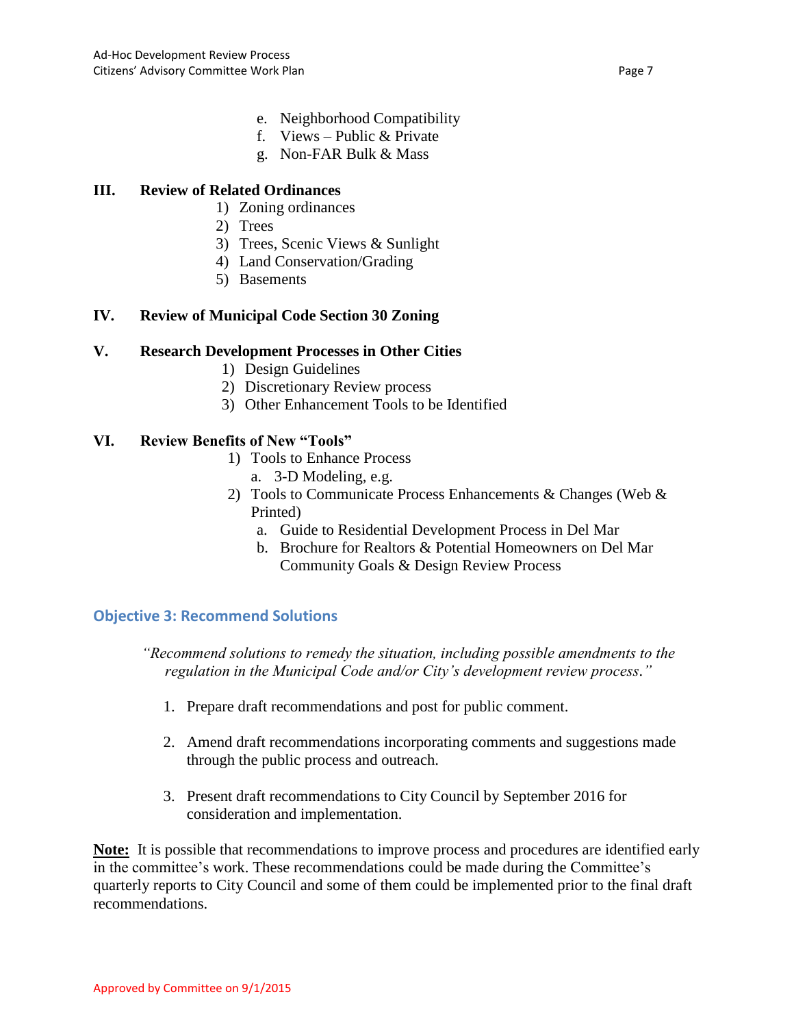e. Neighborhood Compatibility
   f. Views – Public & Private
   g. Non-FAR Bulk & Mass

**III. Review of Related Ordinances**

1) Zoning ordinances
2) Trees
3) Trees, Scenic Views & Sunlight
4) Land Conservation/Grading
5) Basements

**IV. Review of Municipal Code Section 30 Zoning**

**V. Research Development Processes in Other Cities**

1) Design Guidelines
2) Discretionary Review process
3) Other Enhancement Tools to be Identified

**VI. Review Benefits of New "Tools"**

1) Tools to Enhance Process
   a. 3-D Modeling, e.g.
2) Tools to Communicate Process Enhancements & Changes (Web & Printed)
   a. Guide to Residential Development Process in Del Mar
   b. Brochure for Realtors & Potential Homeowners on Del Mar Community Goals & Design Review Process

### Objective 3: Recommend Solutions

*"Recommend solutions to remedy the situation, including possible amendments to the regulation in the Municipal Code and/or City's development review process."*

1. Prepare draft recommendations and post for public comment.

2. Amend draft recommendations incorporating comments and suggestions made through the public process and outreach.

3. Present draft recommendations to City Council by September 2016 for consideration and implementation.

**Note:** It is possible that recommendations to improve process and procedures are identified early in the committee's work. These recommendations could be made during the Committee's quarterly reports to City Council and some of them could be implemented prior to the final draft recommendations.